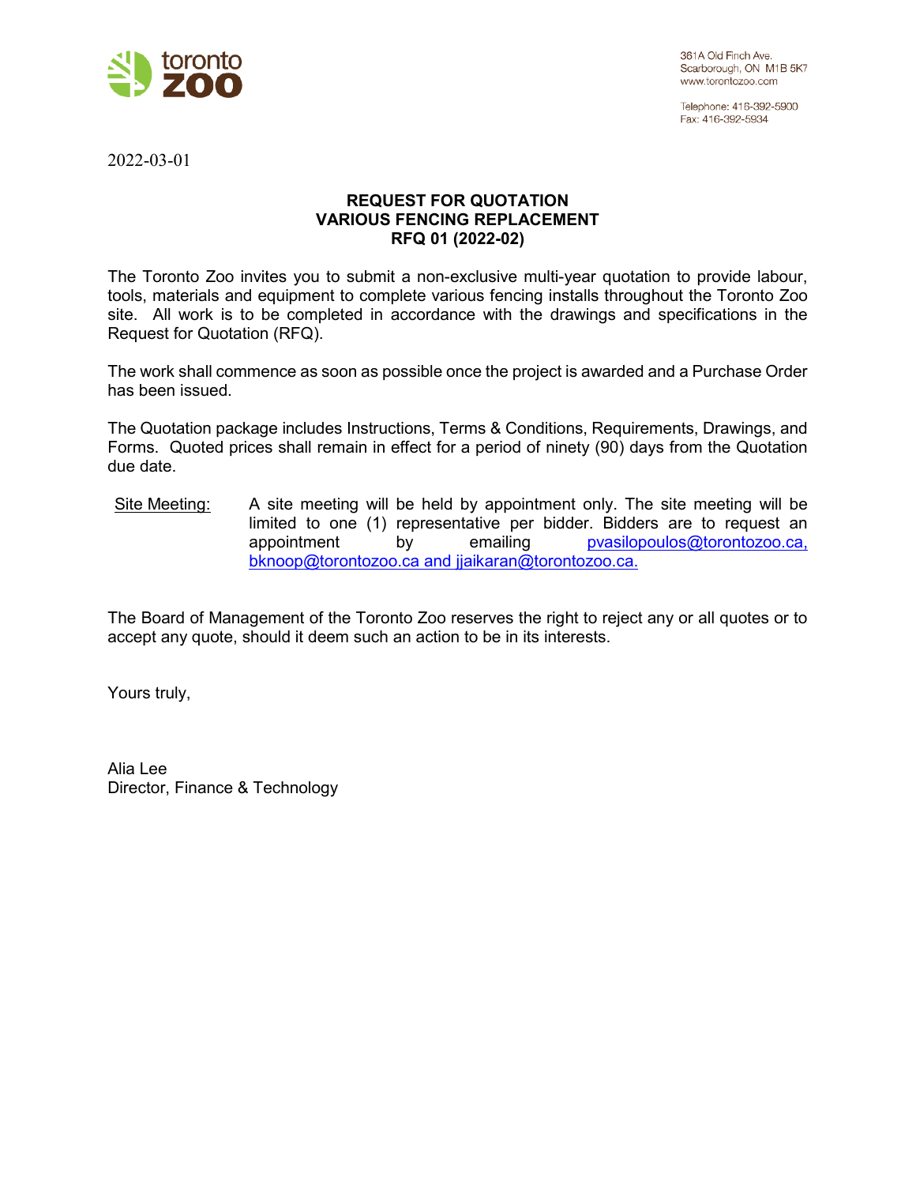toronto zoo

361A Old Finch Ave.
Scarborough, ON M1B 5K7
www.torontozoo.com

Telephone: 416-392-5900
Fax: 416-392-5934

2022-03-01

**REQUEST FOR QUOTATION**
**VARIOUS FENCING REPLACEMENT**
**RFQ 01 (2022-02)**

The Toronto Zoo invites you to submit a non-exclusive multi-year quotation to provide labour, tools, materials and equipment to complete various fencing installs throughout the Toronto Zoo site. All work is to be completed in accordance with the drawings and specifications in the Request for Quotation (RFQ).

The work shall commence as soon as possible once the project is awarded and a Purchase Order has been issued.

The Quotation package includes Instructions, Terms & Conditions, Requirements, Drawings, and Forms. Quoted prices shall remain in effect for a period of ninety (90) days from the Quotation due date.

Site Meeting: A site meeting will be held by appointment only. The site meeting will be limited to one (1) representative per bidder. Bidders are to request an appointment by emailing pvasilopoulos@torontozoo.ca, bknoop@torontozoo.ca and jjaikaran@torontozoo.ca.

The Board of Management of the Toronto Zoo reserves the right to reject any or all quotes or to accept any quote, should it deem such an action to be in its interests.

Yours truly,

Alia Lee
Director, Finance & Technology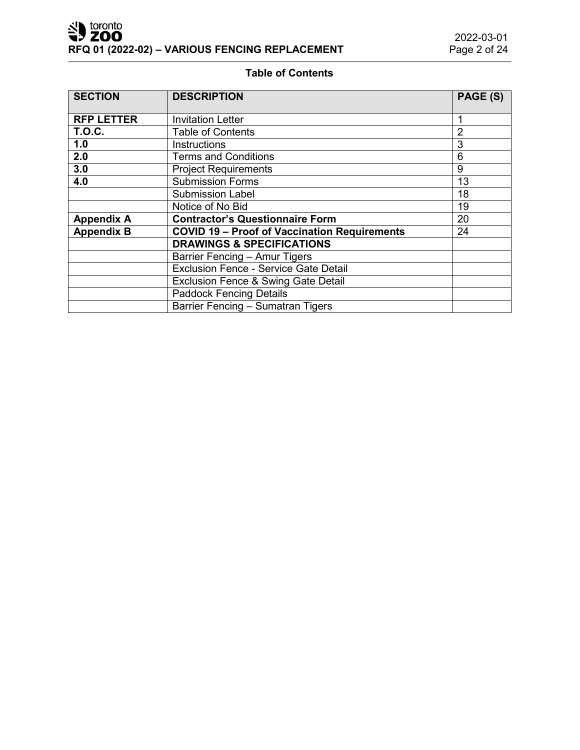## Table of Contents

| SECTION | DESCRIPTION | PAGE (S) |
|---|---|---|
| **RFP LETTER** | Invitation Letter | 1 |
| **T.O.C.** | Table of Contents | 2 |
| **1.0** | Instructions | 3 |
| **2.0** | Terms and Conditions | 6 |
| **3.0** | Project Requirements | 9 |
| **4.0** | Submission Forms | 13 |
| | Submission Label | 18 |
| | Notice of No Bid | 19 |
| **Appendix A** | **Contractor's Questionnaire Form** | 20 |
| **Appendix B** | **COVID 19 – Proof of Vaccination Requirements** | 24 |
| | **DRAWINGS & SPECIFICATIONS** | |
| | Barrier Fencing – Amur Tigers | |
| | Exclusion Fence - Service Gate Detail | |
| | Exclusion Fence & Swing Gate Detail | |
| | Paddock Fencing Details | |
| | Barrier Fencing – Sumatran Tigers | |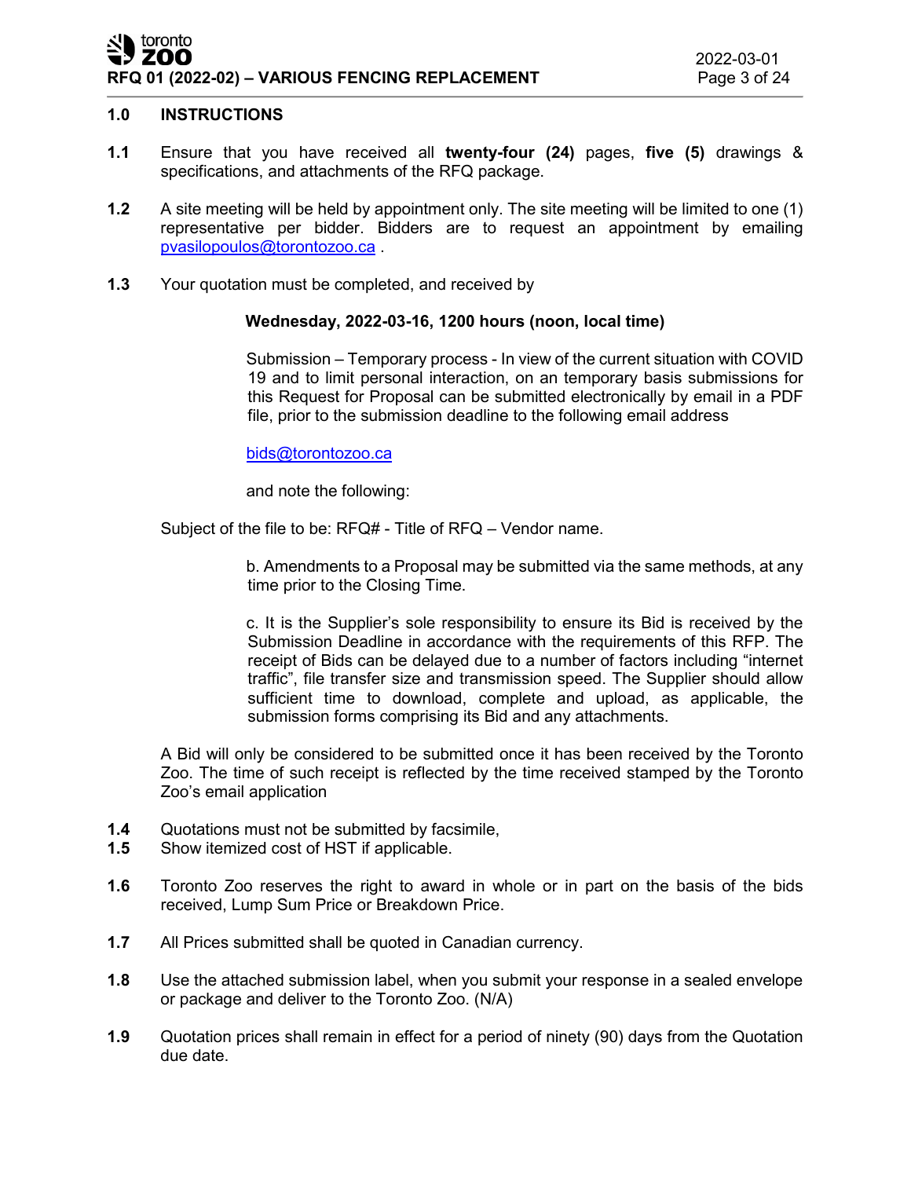## 1.0 INSTRUCTIONS

**1.1** Ensure that you have received all **twenty-four (24)** pages, **five (5)** drawings & specifications, and attachments of the RFQ package.

**1.2** A site meeting will be held by appointment only. The site meeting will be limited to one (1) representative per bidder. Bidders are to request an appointment by emailing pvasilopoulos@torontozoo.ca .

**1.3** Your quotation must be completed, and received by

**Wednesday, 2022-03-16, 1200 hours (noon, local time)**

Submission – Temporary process - In view of the current situation with COVID 19 and to limit personal interaction, on temporary basis submissions for this Request for Proposal can be submitted electronically by email in a PDF file, prior to the submission deadline to the following email address

bids@torontozoo.ca

and note the following:

Subject of the file to be: RFQ# - Title of RFQ – Vendor name.

b. Amendments to a Proposal may be submitted via the same methods, at any time prior to the Closing Time.

c. It is the Supplier's sole responsibility to ensure its Bid is received by the Submission Deadline in accordance with the requirements of this RFP. The receipt of Bids can be delayed due to a number of factors including "internet traffic", file transfer size and transmission speed. The Supplier should allow sufficient time to download, complete and upload, as applicable, the submission forms comprising its Bid and any attachments.

A Bid will only be considered to be submitted once it has been received by the Toronto Zoo. The time of such receipt is reflected by the time received stamped by the Toronto Zoo's email application

**1.4** Quotations must not be submitted by facsimile,

**1.5** Show itemized cost of HST if applicable.

**1.6** Toronto Zoo reserves the right to award in whole or in part on the basis of the bids received, Lump Sum Price or Breakdown Price.

**1.7** All Prices submitted shall be quoted in Canadian currency.

**1.8** Use the attached submission label, when you submit your response in a sealed envelope or package and deliver to the Toronto Zoo. (N/A)

**1.9** Quotation prices shall remain in effect for a period of ninety (90) days from the Quotation due date.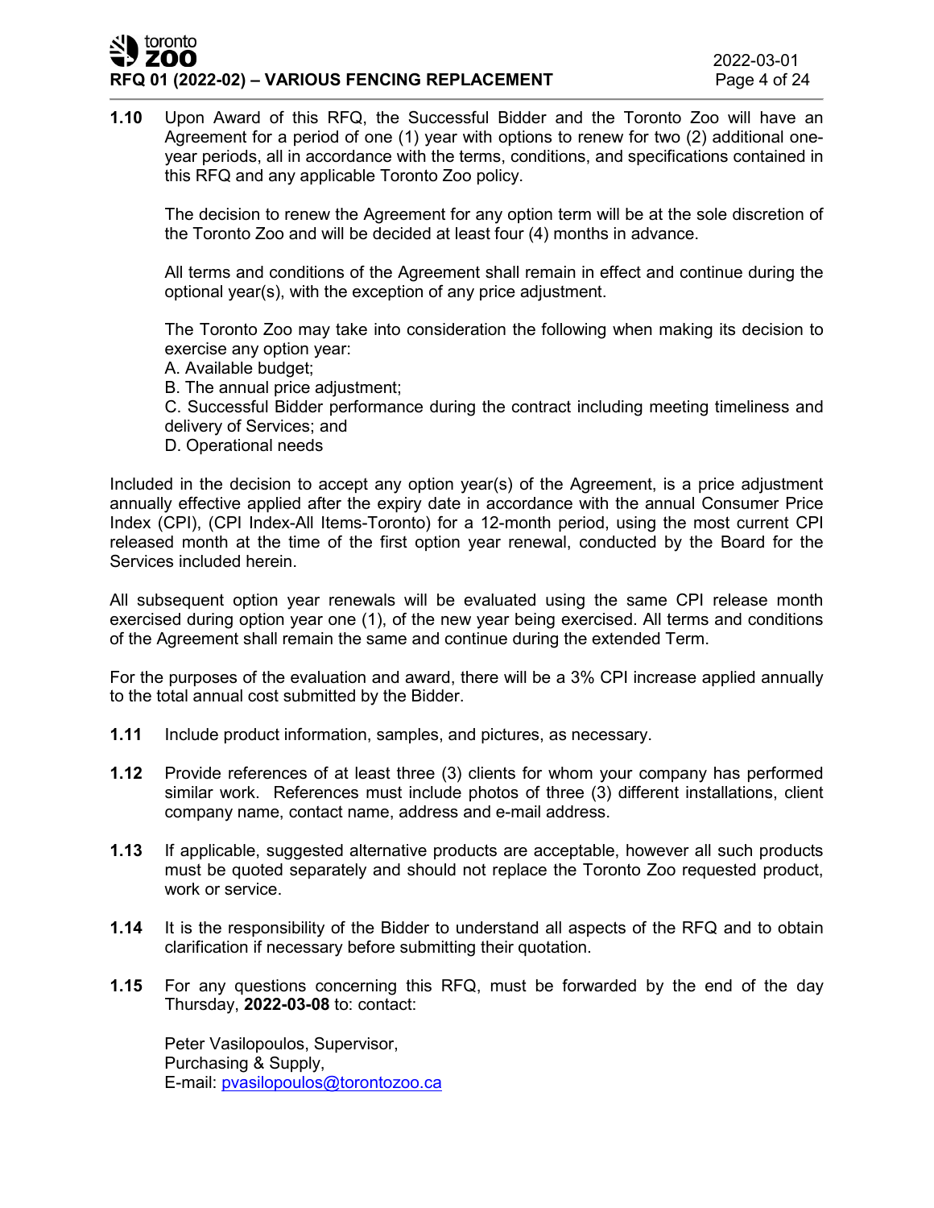**1.10** Upon Award of this RFQ, the Successful Bidder and the Toronto Zoo will have an Agreement for a period of one (1) year with options to renew for two (2) additional one-year periods, all in accordance with the terms, conditions, and specifications contained in this RFQ and any applicable Toronto Zoo policy.

The decision to renew the Agreement for any option term will be at the sole discretion of the Toronto Zoo and will be decided at least four (4) months in advance.

All terms and conditions of the Agreement shall remain in effect and continue during the optional year(s), with the exception of any price adjustment.

The Toronto Zoo may take into consideration the following when making its decision to exercise any option year:
A. Available budget;
B. The annual price adjustment;
C. Successful Bidder performance during the contract including meeting timeliness and delivery of Services; and
D. Operational needs

Included in the decision to accept any option year(s) of the Agreement, is a price adjustment annually effective applied after the expiry date in accordance with the annual Consumer Price Index (CPI), (CPI Index-All Items-Toronto) for a 12-month period, using the most current CPI released month at the time of the first option year renewal, conducted by the Board for the Services included herein.

All subsequent option year renewals will be evaluated using the same CPI release month exercised during option year one (1), of the new year being exercised. All terms and conditions of the Agreement shall remain the same and continue during the extended Term.

For the purposes of the evaluation and award, there will be a 3% CPI increase applied annually to the total annual cost submitted by the Bidder.

**1.11** Include product information, samples, and pictures, as necessary.

**1.12** Provide references of at least three (3) clients for whom your company has performed similar work. References must include photos of three (3) different installations, client company name, contact name, address and e-mail address.

**1.13** If applicable, suggested alternative products are acceptable, however all such products must be quoted separately and should not replace the Toronto Zoo requested product, work or service.

**1.14** It is the responsibility of the Bidder to understand all aspects of the RFQ and to obtain clarification if necessary before submitting their quotation.

**1.15** For any questions concerning this RFQ, must be forwarded by the end of the day Thursday, **2022-03-08** to: contact:

Peter Vasilopoulos, Supervisor,
Purchasing & Supply,
E-mail: pvasilopoulos@torontozoo.ca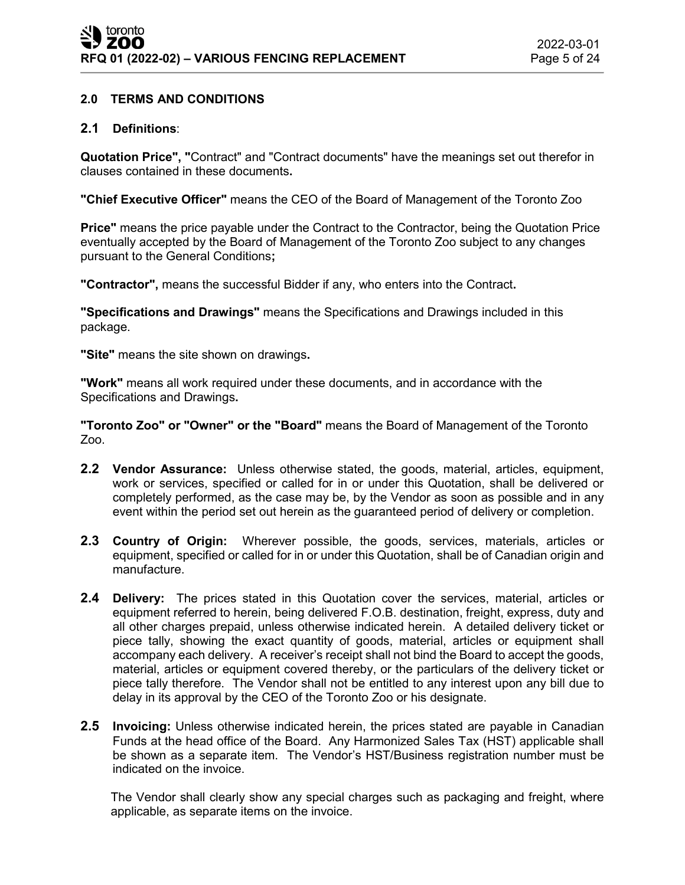## 2.0 TERMS AND CONDITIONS

### 2.1 Definitions:

**Quotation Price", "**Contract" and "Contract documents" have the meanings set out therefor in clauses contained in these documents**.**

**"Chief Executive Officer"** means the CEO of the Board of Management of the Toronto Zoo

**Price"** means the price payable under the Contract to the Contractor, being the Quotation Price eventually accepted by the Board of Management of the Toronto Zoo subject to any changes pursuant to the General Conditions**;**

**"Contractor",** means the successful Bidder if any, who enters into the Contract**.**

**"Specifications and Drawings"** means the Specifications and Drawings included in this package.

**"Site"** means the site shown on drawings**.**

**"Work"** means all work required under these documents, and in accordance with the Specifications and Drawings**.**

**"Toronto Zoo" or "Owner" or the "Board"** means the Board of Management of the Toronto Zoo.

**2.2 Vendor Assurance:** Unless otherwise stated, the goods, material, articles, equipment, work or services, specified or called for in or under this Quotation, shall be delivered or completely performed, as the case may be, by the Vendor as soon as possible and in any event within the period set out herein as the guaranteed period of delivery or completion.

**2.3 Country of Origin:** Wherever possible, the goods, services, materials, articles or equipment, specified or called for in or under this Quotation, shall be of Canadian origin and manufacture.

**2.4 Delivery:** The prices stated in this Quotation cover the services, material, articles or equipment referred to herein, being delivered F.O.B. destination, freight, express, duty and all other charges prepaid, unless otherwise indicated herein. A detailed delivery ticket or piece tally, showing the exact quantity of goods, material, articles or equipment shall accompany each delivery. A receiver's receipt shall not bind the Board to accept the goods, material, articles or equipment covered thereby, or the particulars of the delivery ticket or piece tally therefore. The Vendor shall not be entitled to any interest upon any bill due to delay in its approval by the CEO of the Toronto Zoo or his designate.

**2.5 Invoicing:** Unless otherwise indicated herein, the prices stated are payable in Canadian Funds at the head office of the Board. Any Harmonized Sales Tax (HST) applicable shall be shown as a separate item. The Vendor's HST/Business registration number must be indicated on the invoice.

The Vendor shall clearly show any special charges such as packaging and freight, where applicable, as separate items on the invoice.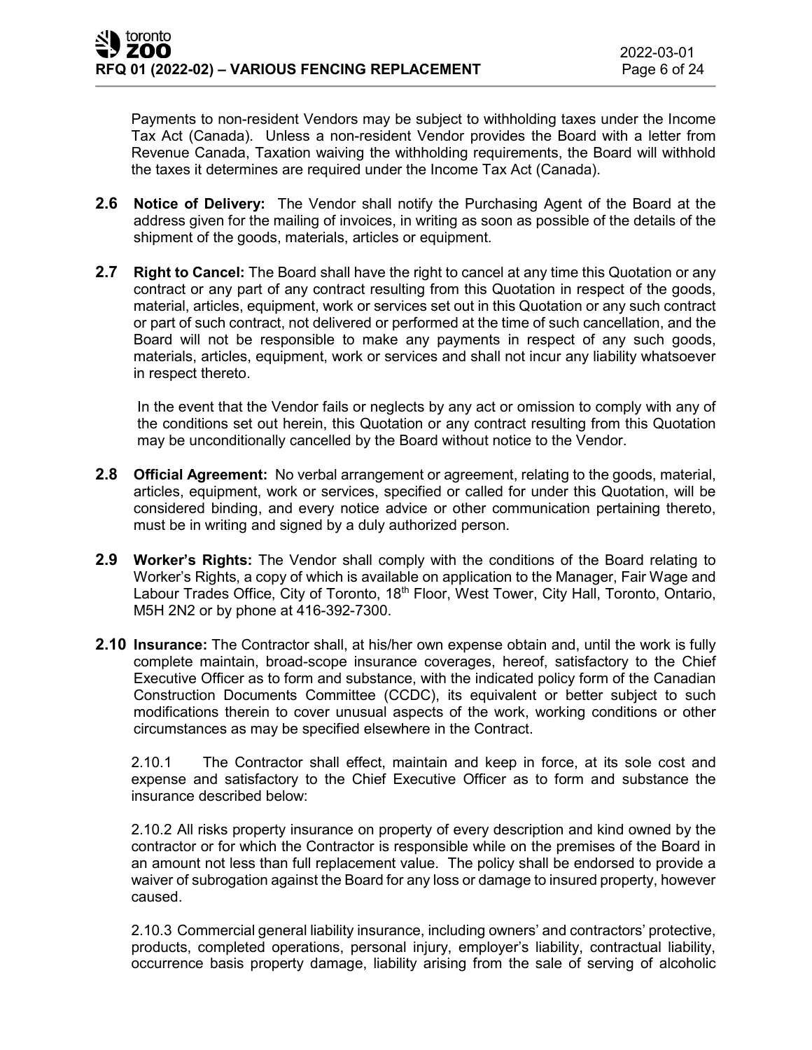Payments to non-resident Vendors may be subject to withholding taxes under the Income Tax Act (Canada). Unless a non-resident Vendor provides the Board with a letter from Revenue Canada, Taxation waiving the withholding requirements, the Board will withhold the taxes it determines are required under the Income Tax Act (Canada).

**2.6 Notice of Delivery:** The Vendor shall notify the Purchasing Agent of the Board at the address given for the mailing of invoices, in writing as soon as possible of the details of the shipment of the goods, materials, articles or equipment.

**2.7 Right to Cancel:** The Board shall have the right to cancel at any time this Quotation or any contract or any part of any contract resulting from this Quotation in respect of the goods, material, articles, equipment, work or services set out in this Quotation or any such contract or part of such contract, not delivered or performed at the time of such cancellation, and the Board will not be responsible to make any payments in respect of any such goods, materials, articles, equipment, work or services and shall not incur any liability whatsoever in respect thereto.

In the event that the Vendor fails or neglects by any act or omission to comply with any of the conditions set out herein, this Quotation or any contract resulting from this Quotation may be unconditionally cancelled by the Board without notice to the Vendor.

**2.8 Official Agreement:** No verbal arrangement or agreement, relating to the goods, material, articles, equipment, work or services, specified or called for under this Quotation, will be considered binding, and every notice advice or other communication pertaining thereto, must be in writing and signed by a duly authorized person.

**2.9 Worker's Rights:** The Vendor shall comply with the conditions of the Board relating to Worker's Rights, a copy of which is available on application to the Manager, Fair Wage and Labour Trades Office, City of Toronto, 18th Floor, West Tower, City Hall, Toronto, Ontario, M5H 2N2 or by phone at 416-392-7300.

**2.10 Insurance:** The Contractor shall, at his/her own expense obtain and, until the work is fully complete maintain, broad-scope insurance coverages, hereof, satisfactory to the Chief Executive Officer as to form and substance, with the indicated policy form of the Canadian Construction Documents Committee (CCDC), its equivalent or better subject to such modifications therein to cover unusual aspects of the work, working conditions or other circumstances as may be specified elsewhere in the Contract.

2.10.1 The Contractor shall effect, maintain and keep in force, at its sole cost and expense and satisfactory to the Chief Executive Officer as to form and substance the insurance described below:

2.10.2 All risks property insurance on property of every description and kind owned by the contractor or for which the Contractor is responsible while on the premises of the Board in an amount not less than full replacement value. The policy shall be endorsed to provide a waiver of subrogation against the Board for any loss or damage to insured property, however caused.

2.10.3 Commercial general liability insurance, including owners' and contractors' protective, products, completed operations, personal injury, employer's liability, contractual liability, occurrence basis property damage, liability arising from the sale of serving of alcoholic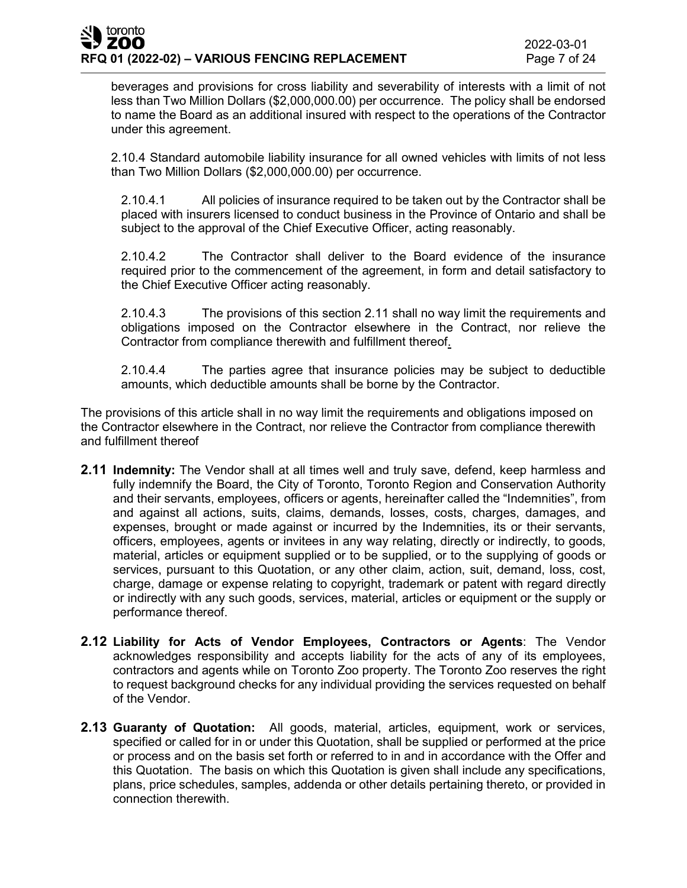beverages and provisions for cross liability and severability of interests with a limit of not less than Two Million Dollars ($2,000,000.00) per occurrence. The policy shall be endorsed to name the Board as an additional insured with respect to the operations of the Contractor under this agreement.

2.10.4 Standard automobile liability insurance for all owned vehicles with limits of not less than Two Million Dollars ($2,000,000.00) per occurrence.

2.10.4.1 All policies of insurance required to be taken out by the Contractor shall be placed with insurers licensed to conduct business in the Province of Ontario and shall be subject to the approval of the Chief Executive Officer, acting reasonably.

2.10.4.2 The Contractor shall deliver to the Board evidence of the insurance required prior to the commencement of the agreement, in form and detail satisfactory to the Chief Executive Officer acting reasonably.

2.10.4.3 The provisions of this section 2.11 shall no way limit the requirements and obligations imposed on the Contractor elsewhere in the Contract, nor relieve the Contractor from compliance therewith and fulfillment thereof.

2.10.4.4 The parties agree that insurance policies may be subject to deductible amounts, which deductible amounts shall be borne by the Contractor.

The provisions of this article shall in no way limit the requirements and obligations imposed on the Contractor elsewhere in the Contract, nor relieve the Contractor from compliance therewith and fulfillment thereof

**2.11 Indemnity:** The Vendor shall at all times well and truly save, defend, keep harmless and fully indemnify the Board, the City of Toronto, Toronto Region and Conservation Authority and their servants, employees, officers or agents, hereinafter called the "Indemnities", from and against all actions, suits, claims, demands, losses, costs, charges, damages, and expenses, brought or made against or incurred by the Indemnities, its or their servants, officers, employees, agents or invitees in any way relating, directly or indirectly, to goods, material, articles or equipment supplied or to be supplied, or to the supplying of goods or services, pursuant to this Quotation, or any other claim, action, suit, demand, loss, cost, charge, damage or expense relating to copyright, trademark or patent with regard directly or indirectly with any such goods, services, material, articles or equipment or the supply or performance thereof.

**2.12 Liability for Acts of Vendor Employees, Contractors or Agents**: The Vendor acknowledges responsibility and accepts liability for the acts of any of its employees, contractors and agents while on Toronto Zoo property. The Toronto Zoo reserves the right to request background checks for any individual providing the services requested on behalf of the Vendor.

**2.13 Guaranty of Quotation:** All goods, material, articles, equipment, work or services, specified or called for in or under this Quotation, shall be supplied or performed at the price or process and on the basis set forth or referred to in and in accordance with the Offer and this Quotation. The basis on which this Quotation is given shall include any specifications, plans, price schedules, samples, addenda or other details pertaining thereto, or provided in connection therewith.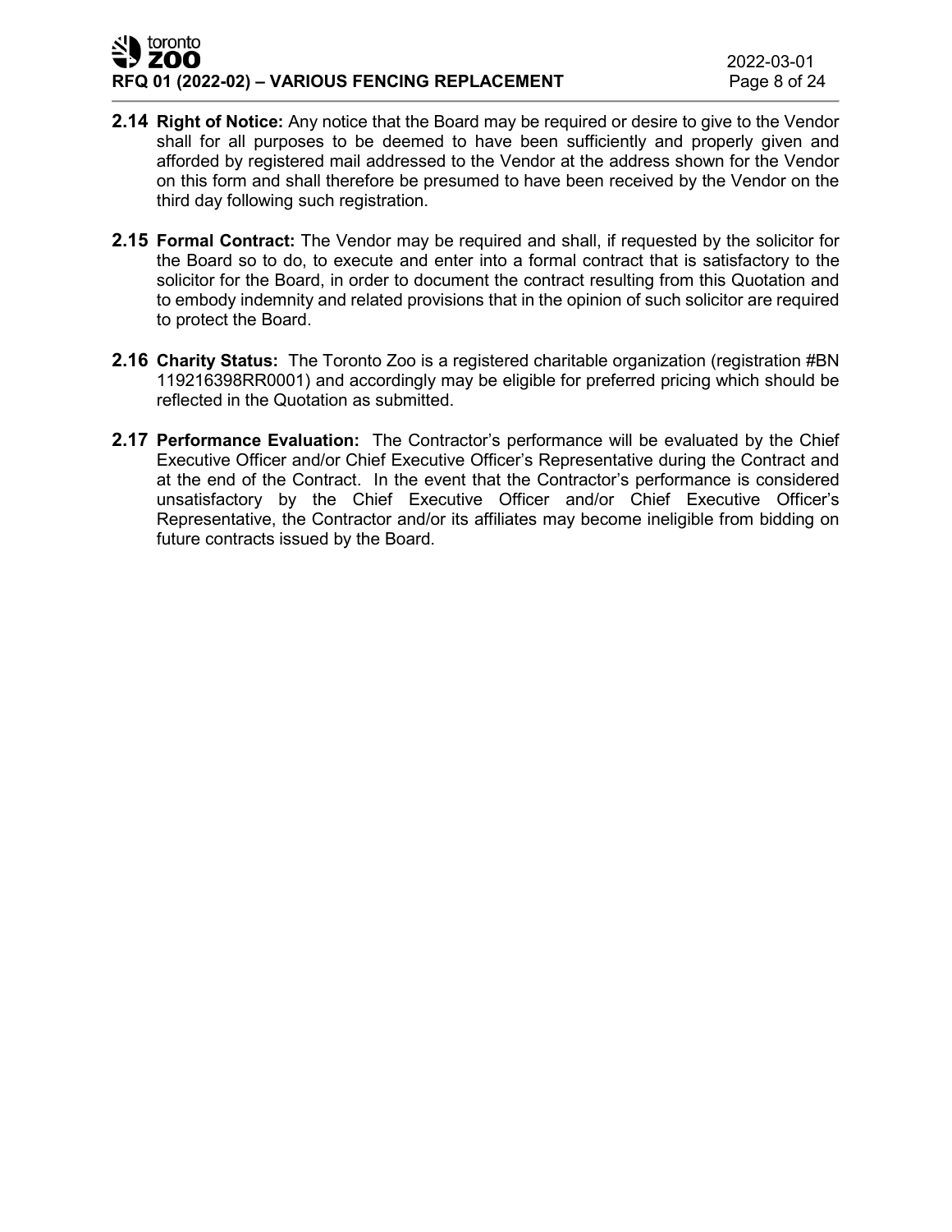**2.14 Right of Notice:** Any notice that the Board may be required or desire to give to the Vendor shall for all purposes to be deemed to have been sufficiently and properly given and afforded by registered mail addressed to the Vendor at the address shown for the Vendor on this form and shall therefore be presumed to have been received by the Vendor on the third day following such registration.

**2.15 Formal Contract:** The Vendor may be required and shall, if requested by the solicitor for the Board so to do, to execute and enter into a formal contract that is satisfactory to the solicitor for the Board, in order to document the contract resulting from this Quotation and to embody indemnity and related provisions that in the opinion of such solicitor are required to protect the Board.

**2.16 Charity Status:** The Toronto Zoo is a registered charitable organization (registration #BN 119216398RR0001) and accordingly may be eligible for preferred pricing which should be reflected in the Quotation as submitted.

**2.17 Performance Evaluation:** The Contractor's performance will be evaluated by the Chief Executive Officer and/or Chief Executive Officer's Representative during the Contract and at the end of the Contract. In the event that the Contractor's performance is considered unsatisfactory by the Chief Executive Officer and/or Chief Executive Officer's Representative, the Contractor and/or its affiliates may become ineligible from bidding on future contracts issued by the Board.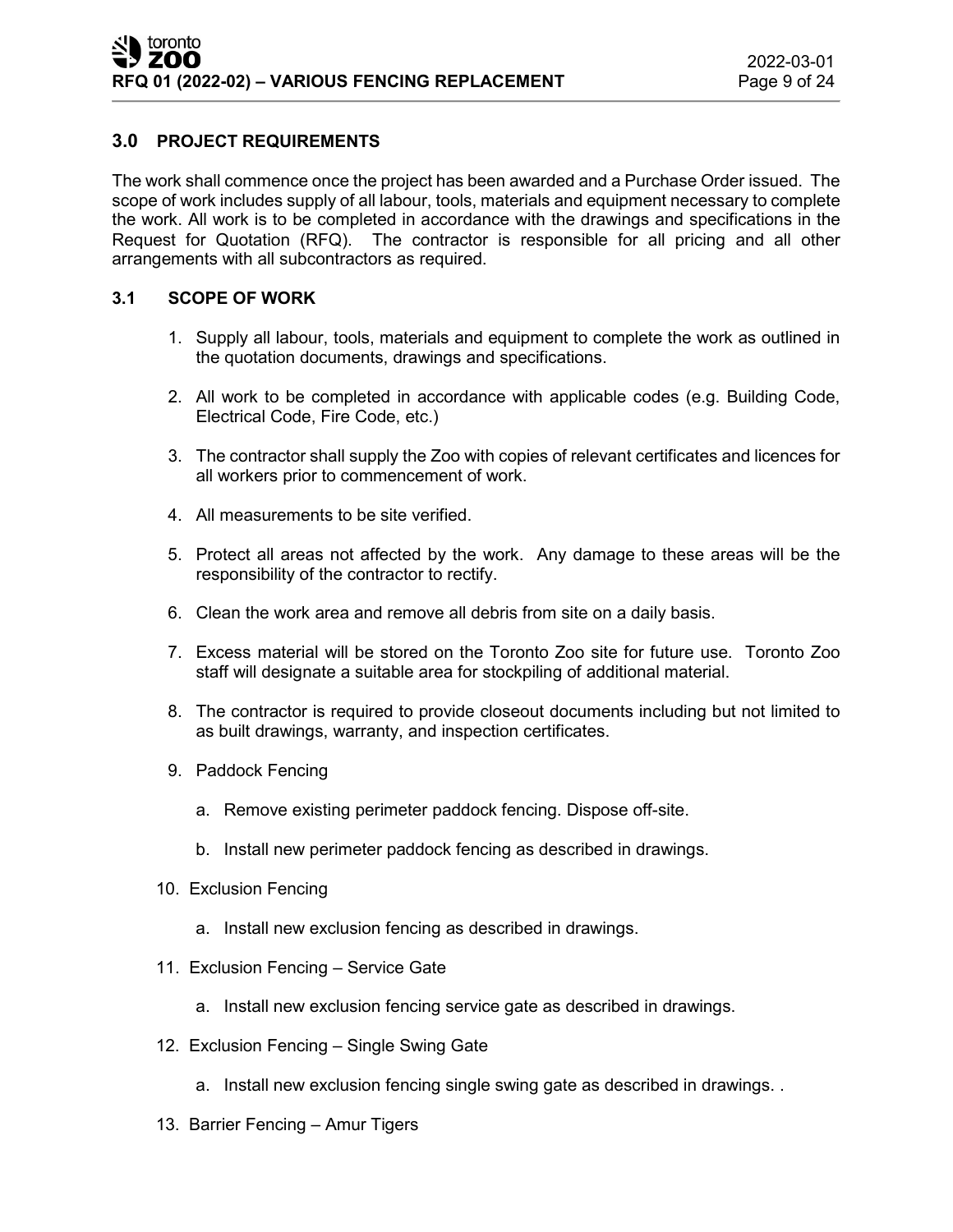## 3.0 PROJECT REQUIREMENTS

The work shall commence once the project has been awarded and a Purchase Order issued. The scope of work includes supply of all labour, tools, materials and equipment necessary to complete the work. All work is to be completed in accordance with the drawings and specifications in the Request for Quotation (RFQ). The contractor is responsible for all pricing and all other arrangements with all subcontractors as required.

### 3.1 SCOPE OF WORK

1. Supply all labour, tools, materials and equipment to complete the work as outlined in the quotation documents, drawings and specifications.
2. All work to be completed in accordance with applicable codes (e.g. Building Code, Electrical Code, Fire Code, etc.)
3. The contractor shall supply the Zoo with copies of relevant certificates and licences for all workers prior to commencement of work.
4. All measurements to be site verified.
5. Protect all areas not affected by the work. Any damage to these areas will be the responsibility of the contractor to rectify.
6. Clean the work area and remove all debris from site on a daily basis.
7. Excess material will be stored on the Toronto Zoo site for future use. Toronto Zoo staff will designate a suitable area for stockpiling of additional material.
8. The contractor is required to provide closeout documents including but not limited to as built drawings, warranty, and inspection certificates.
9. Paddock Fencing
   a. Remove existing perimeter paddock fencing. Dispose off-site.
   b. Install new perimeter paddock fencing as described in drawings.
10. Exclusion Fencing
    a. Install new exclusion fencing as described in drawings.
11. Exclusion Fencing – Service Gate
    a. Install new exclusion fencing service gate as described in drawings.
12. Exclusion Fencing – Single Swing Gate
    a. Install new exclusion fencing single swing gate as described in drawings. .
13. Barrier Fencing – Amur Tigers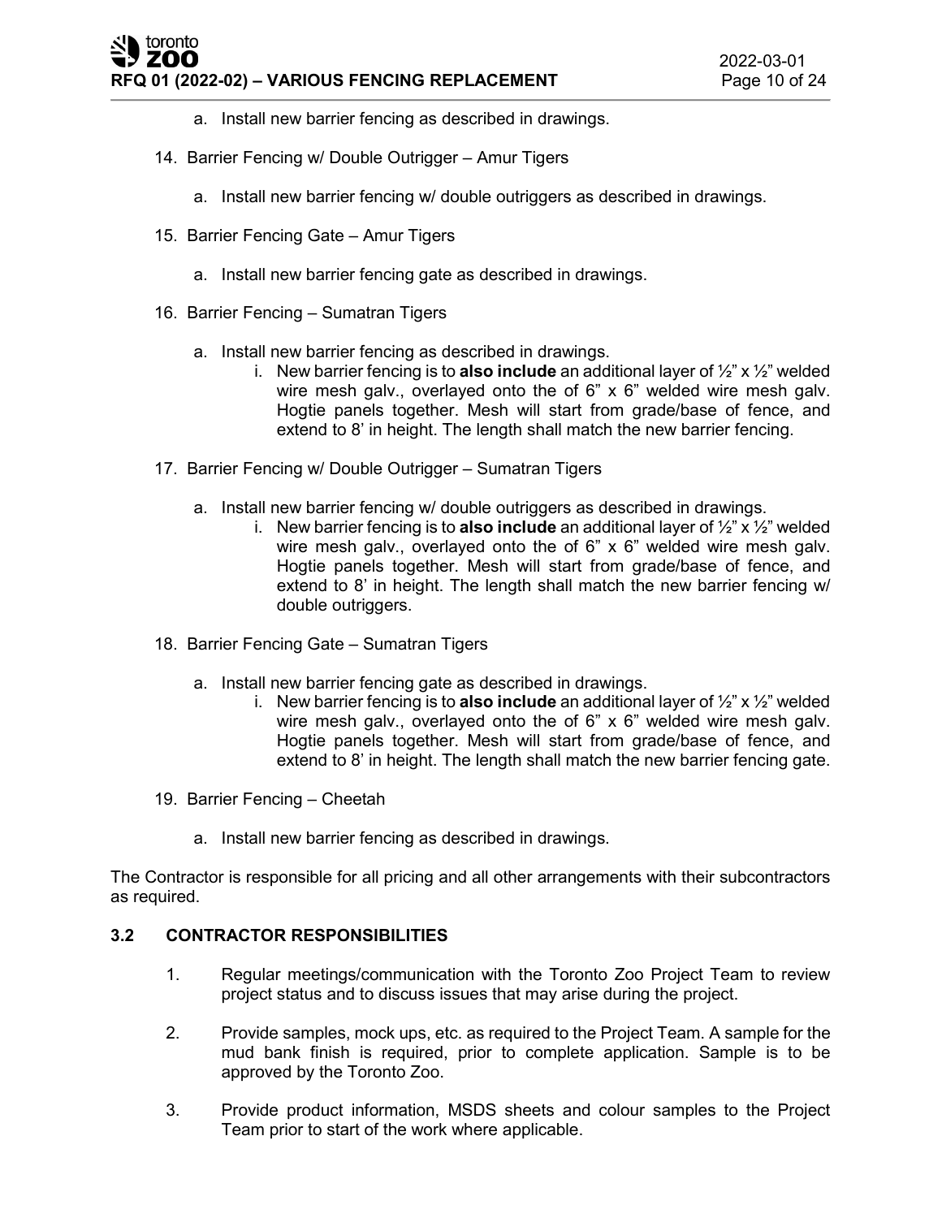a. Install new barrier fencing as described in drawings.

14. Barrier Fencing w/ Double Outrigger – Amur Tigers

   a. Install new barrier fencing w/ double outriggers as described in drawings.

15. Barrier Fencing Gate – Amur Tigers

   a. Install new barrier fencing gate as described in drawings.

16. Barrier Fencing – Sumatran Tigers

   a. Install new barrier fencing as described in drawings.
      i. New barrier fencing is to **also include** an additional layer of ½" x ½" welded wire mesh galv., overlayed onto the of 6" x 6" welded wire mesh galv. Hogtie panels together. Mesh will start from grade/base of fence, and extend to 8' in height. The length shall match the new barrier fencing.

17. Barrier Fencing w/ Double Outrigger – Sumatran Tigers

   a. Install new barrier fencing w/ double outriggers as described in drawings.
      i. New barrier fencing is to **also include** an additional layer of ½" x ½" welded wire mesh galv., overlayed onto the of 6" x 6" welded wire mesh galv. Hogtie panels together. Mesh will start from grade/base of fence, and extend to 8' in height. The length shall match the new barrier fencing w/ double outriggers.

18. Barrier Fencing Gate – Sumatran Tigers

   a. Install new barrier fencing gate as described in drawings.
      i. New barrier fencing is to **also include** an additional layer of ½" x ½" welded wire mesh galv., overlayed onto the of 6" x 6" welded wire mesh galv. Hogtie panels together. Mesh will start from grade/base of fence, and extend to 8' in height. The length shall match the new barrier fencing gate.

19. Barrier Fencing – Cheetah

   a. Install new barrier fencing as described in drawings.

The Contractor is responsible for all pricing and all other arrangements with their subcontractors as required.

### 3.2 CONTRACTOR RESPONSIBILITIES

1. Regular meetings/communication with the Toronto Zoo Project Team to review project status and to discuss issues that may arise during the project.

2. Provide samples, mock ups, etc. as required to the Project Team. A sample for the mud bank finish is required, prior to complete application. Sample is to be approved by the Toronto Zoo.

3. Provide product information, MSDS sheets and colour samples to the Project Team prior to start of the work where applicable.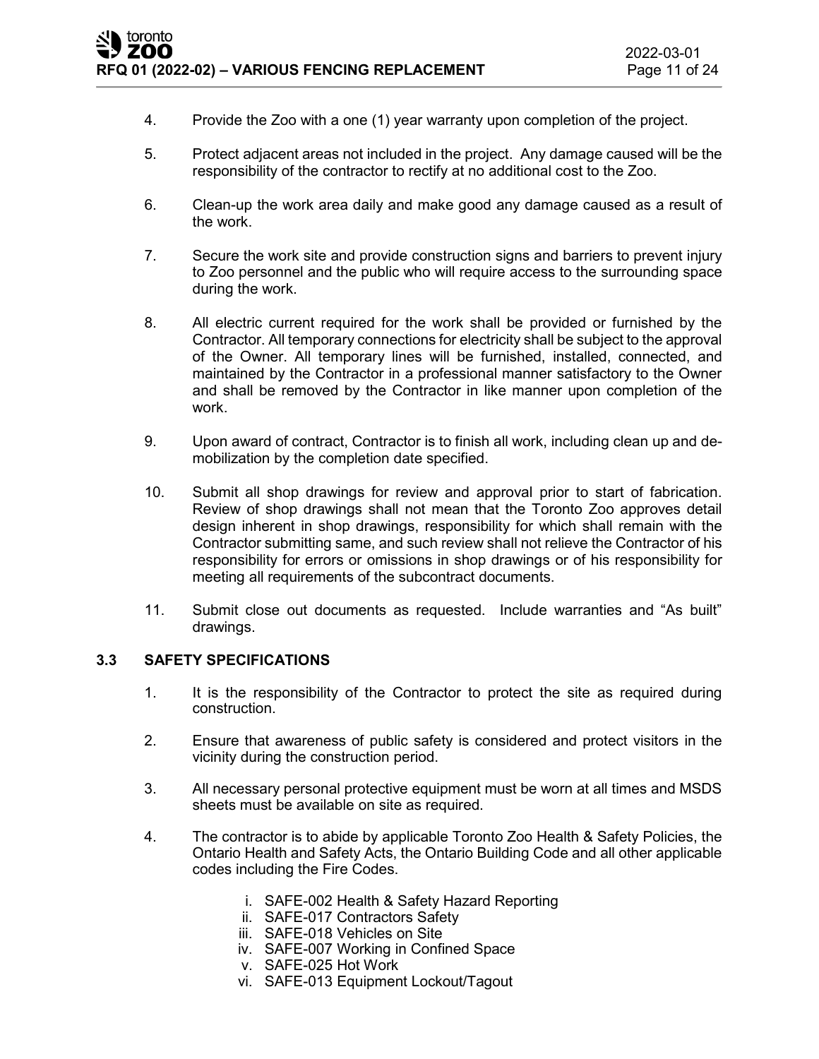4. Provide the Zoo with a one (1) year warranty upon completion of the project.

5. Protect adjacent areas not included in the project. Any damage caused will be the responsibility of the contractor to rectify at no additional cost to the Zoo.

6. Clean-up the work area daily and make good any damage caused as a result of the work.

7. Secure the work site and provide construction signs and barriers to prevent injury to Zoo personnel and the public who will require access to the surrounding space during the work.

8. All electric current required for the work shall be provided or furnished by the Contractor. All temporary connections for electricity shall be subject to the approval of the Owner. All temporary lines will be furnished, installed, connected, and maintained by the Contractor in a professional manner satisfactory to the Owner and shall be removed by the Contractor in like manner upon completion of the work.

9. Upon award of contract, Contractor is to finish all work, including clean up and de-mobilization by the completion date specified.

10. Submit all shop drawings for review and approval prior to start of fabrication. Review of shop drawings shall not mean that the Toronto Zoo approves detail design inherent in shop drawings, responsibility for which shall remain with the Contractor submitting same, and such review shall not relieve the Contractor of his responsibility for errors or omissions in shop drawings or of his responsibility for meeting all requirements of the subcontract documents.

11. Submit close out documents as requested. Include warranties and "As built" drawings.

### 3.3 SAFETY SPECIFICATIONS

1. It is the responsibility of the Contractor to protect the site as required during construction.

2. Ensure that awareness of public safety is considered and protect visitors in the vicinity during the construction period.

3. All necessary personal protective equipment must be worn at all times and MSDS sheets must be available on site as required.

4. The contractor is to abide by applicable Toronto Zoo Health & Safety Policies, the Ontario Health and Safety Acts, the Ontario Building Code and all other applicable codes including the Fire Codes.

   i. SAFE-002 Health & Safety Hazard Reporting
   ii. SAFE-017 Contractors Safety
   iii. SAFE-018 Vehicles on Site
   iv. SAFE-007 Working in Confined Space
   v. SAFE-025 Hot Work
   vi. SAFE-013 Equipment Lockout/Tagout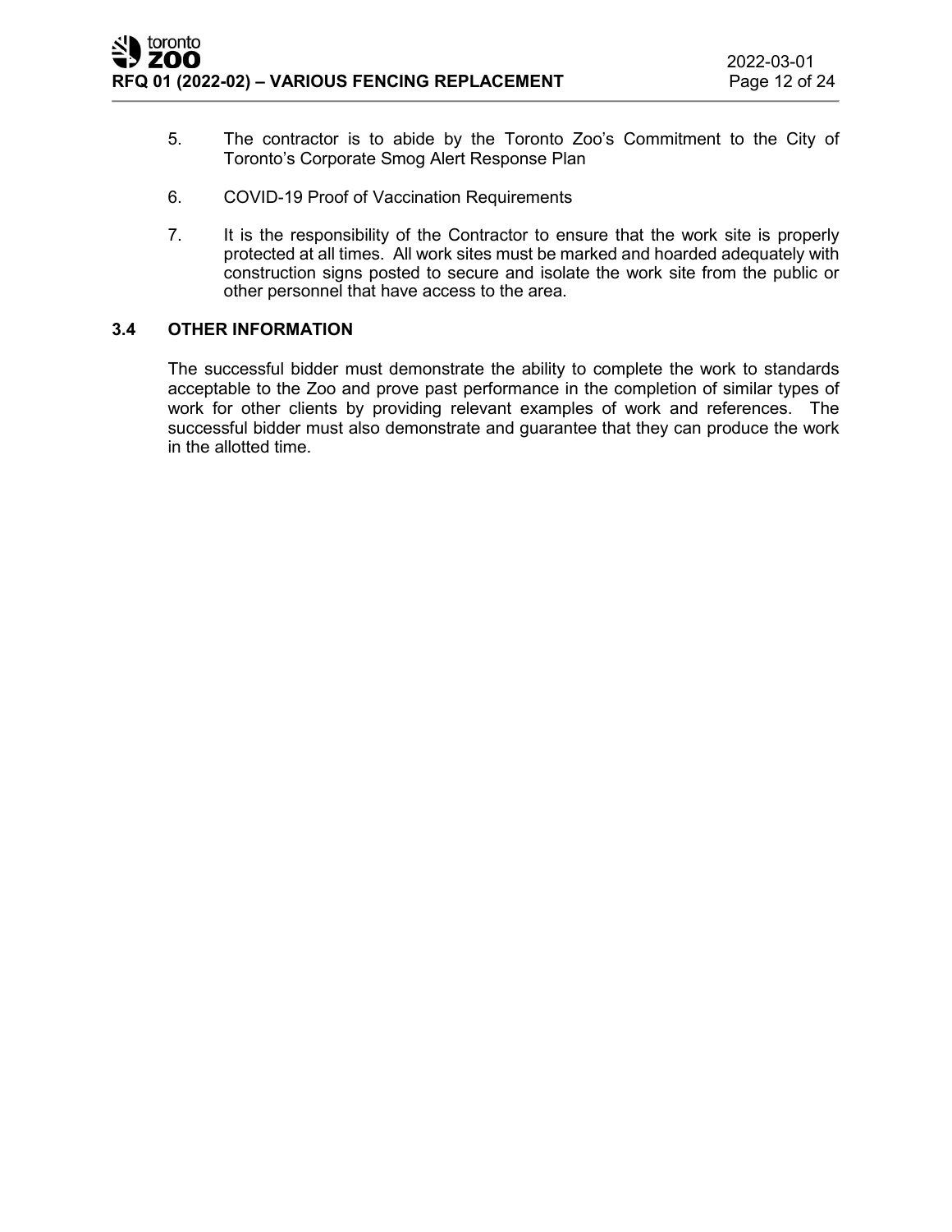5. The contractor is to abide by the Toronto Zoo's Commitment to the City of Toronto's Corporate Smog Alert Response Plan

6. COVID-19 Proof of Vaccination Requirements

7. It is the responsibility of the Contractor to ensure that the work site is properly protected at all times. All work sites must be marked and hoarded adequately with construction signs posted to secure and isolate the work site from the public or other personnel that have access to the area.

### 3.4 OTHER INFORMATION

The successful bidder must demonstrate the ability to complete the work to standards acceptable to the Zoo and prove past performance in the completion of similar types of work for other clients by providing relevant examples of work and references. The successful bidder must also demonstrate and guarantee that they can produce the work in the allotted time.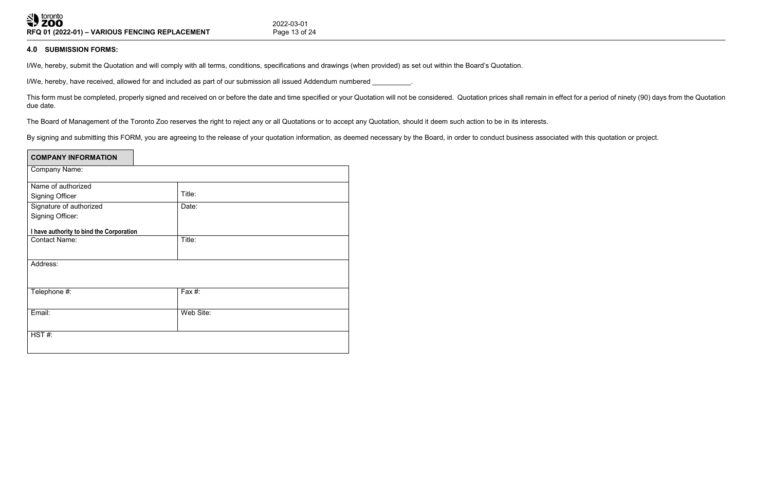## 4.0 SUBMISSION FORMS:

I/We, hereby, submit the Quotation and will comply with all terms, conditions, specifications and drawings (when provided) as set out within the Board's Quotation.

I/We, hereby, have received, allowed for and included as part of our submission all issued Addendum numbered __________.

This form must be completed, properly signed and received on or before the date and time specified or your Quotation will not be considered. Quotation prices shall remain in effect for a period of ninety (90) days from the Quotation due date.

The Board of Management of the Toronto Zoo reserves the right to reject any or all Quotations or to accept any Quotation, should it deem such action to be in its interests.

By signing and submitting this FORM, you are agreeing to the release of your quotation information, as deemed necessary by the Board, in order to conduct business associated with this quotation or project.

| **COMPANY INFORMATION** | |
|---|---|
| Company Name: | |
| Name of authorized Signing Officer | Title: |
| Signature of authorized Signing Officer: **I have authority to bind the Corporation** | Date: |
| Contact Name: | Title: |
| Address: | |
| Telephone #: | Fax #: |
| Email: | Web Site: |
| HST #: | |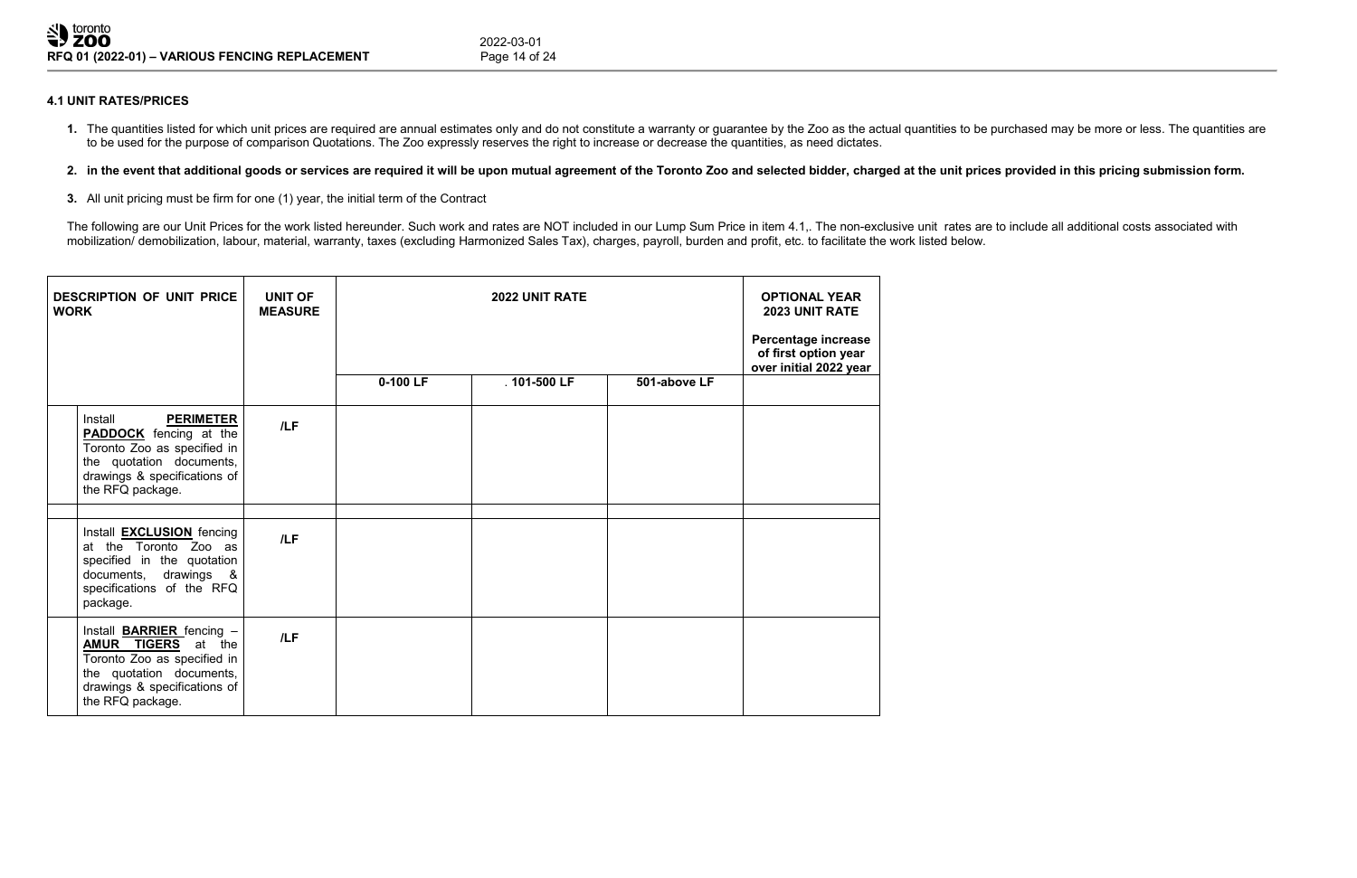**4.1 UNIT RATES/PRICES**

1. The quantities listed for which unit prices are required are annual estimates only and do not constitute a warranty or guarantee by the Zoo as the actual quantities to be purchased may be more or less. The quantities are to be used for the purpose of comparison Quotations. The Zoo expressly reserves the right to increase or decrease the quantities, as need dictates.
2. **in the event that additional goods or services are required it will be upon mutual agreement of the Toronto Zoo and selected bidder, charged at the unit prices provided in this pricing submission form.**
3. All unit pricing must be firm for one (1) year, the initial term of the Contract

The following are our Unit Prices for the work listed hereunder. Such work and rates are NOT included in our Lump Sum Price in item 4.1,. The non-exclusive unit rates are to include all additional costs associated with mobilization/ demobilization, labour, material, warranty, taxes (excluding Harmonized Sales Tax), charges, payroll, burden and profit, etc. to facilitate the work listed below.

| | **DESCRIPTION OF UNIT PRICE WORK** | **UNIT OF MEASURE** | **2022 UNIT RATE** | | | **OPTIONAL YEAR 2023 UNIT RATE** |
|---|---|---|---|---|---|---|
| | | | **0-100 LF** | **. 101-500 LF** | **501-above LF** | **Percentage increase of first option year over initial 2022 year** |
| | Install **PERIMETER PADDOCK** fencing at the Toronto Zoo as specified in the quotation documents, drawings & specifications of the RFQ package. | **/LF** | | | | |
| | | | | | | |
| | Install **EXCLUSION** fencing at the Toronto Zoo as specified in the quotation documents, drawings & specifications of the RFQ package. | **/LF** | | | | |
| | Install **BARRIER** fencing – **AMUR TIGERS** at the Toronto Zoo as specified in the quotation documents, drawings & specifications of the RFQ package. | **/LF** | | | | |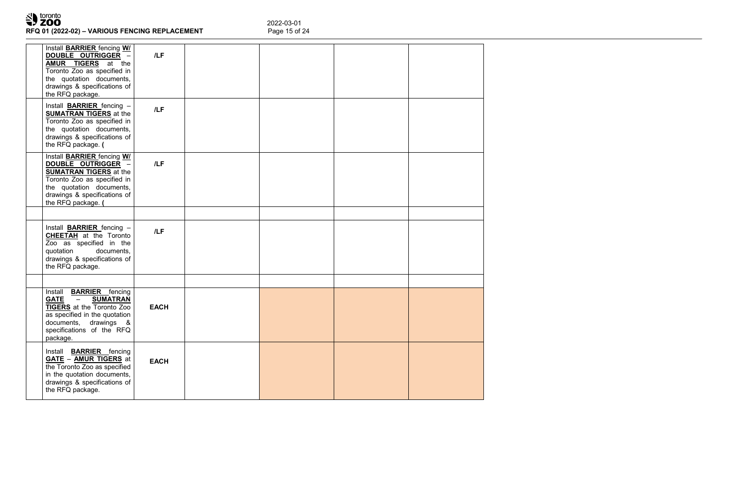| | | | | | | |
|---|---|---|---|---|---|---|
| | Install **BARRIER** fencing **W/ DOUBLE OUTRIGGER** – **AMUR TIGERS** at the Toronto Zoo as specified in the quotation documents, drawings & specifications of the RFQ package. | **/LF** | | | | |
| | Install **BARRIER** fencing – **SUMATRAN TIGERS** at the Toronto Zoo as specified in the quotation documents, drawings & specifications of the RFQ package. **(** | **/LF** | | | | |
| | Install **BARRIER** fencing **W/ DOUBLE OUTRIGGER** – **SUMATRAN TIGERS** at the Toronto Zoo as specified in the quotation documents, drawings & specifications of the RFQ package. **(** | **/LF** | | | | |
| | | | | | | |
| | Install **BARRIER** fencing – **CHEETAH** at the Toronto Zoo as specified in the quotation documents, drawings & specifications of the RFQ package. | **/LF** | | | | |
| | | | | | | |
| | Install **BARRIER** fencing **GATE** – **SUMATRAN TIGERS** at the Toronto Zoo as specified in the quotation documents, drawings & specifications of the RFQ package. | **EACH** | | | | |
| | Install **BARRIER** fencing **GATE** – **AMUR TIGERS** at the Toronto Zoo as specified in the quotation documents, drawings & specifications of the RFQ package. | **EACH** | | | | |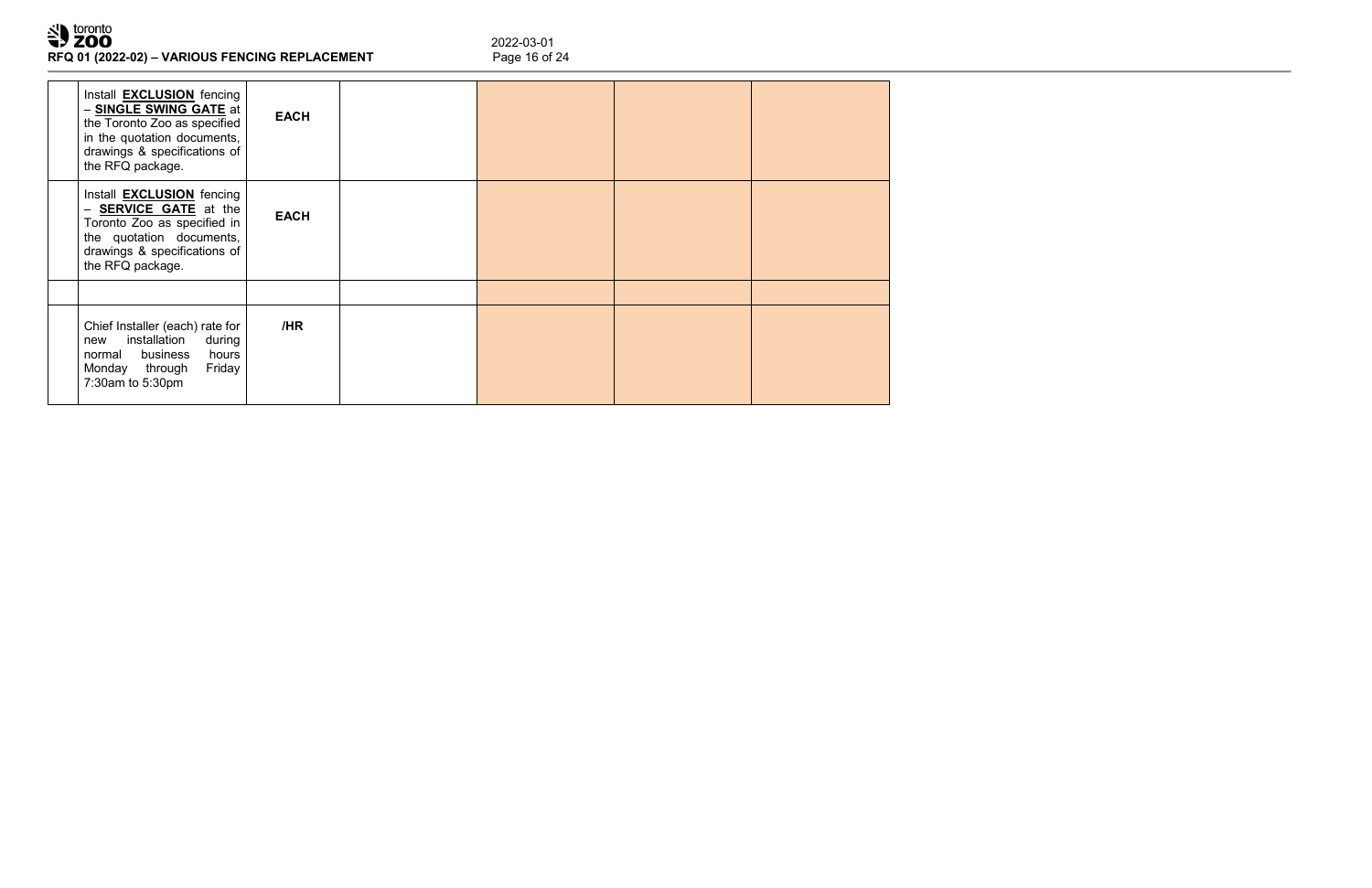|  |  |  |  |  |  |  |
|---|---|---|---|---|---|---|
|  | Install **EXCLUSION** fencing – **SINGLE SWING GATE** at the Toronto Zoo as specified in the quotation documents, drawings & specifications of the RFQ package. | **EACH** |  |  |  |  |
|  | Install **EXCLUSION** fencing – **SERVICE GATE** at the Toronto Zoo as specified in the quotation documents, drawings & specifications of the RFQ package. | **EACH** |  |  |  |  |
|  |  |  |  |  |  |  |
|  | Chief Installer (each) rate for new installation during normal business hours Monday through Friday 7:30am to 5:30pm | **/HR** |  |  |  |  |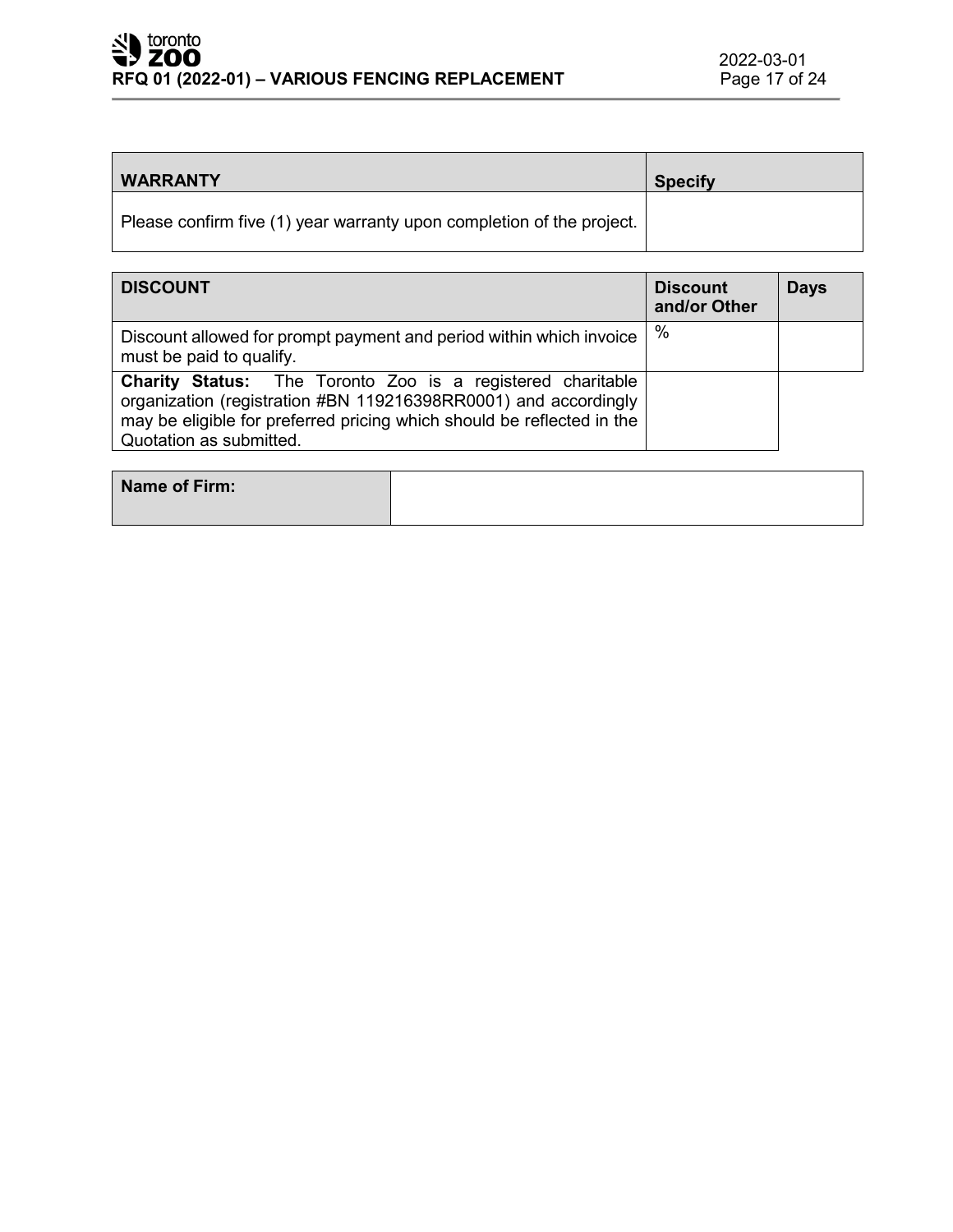| WARRANTY | Specify |
|---|---|
| Please confirm five (1) year warranty upon completion of the project. | |

| DISCOUNT | Discount and/or Other | Days |
|---|---|---|
| Discount allowed for prompt payment and period within which invoice must be paid to qualify. | % | |
| **Charity Status:** The Toronto Zoo is a registered charitable organization (registration #BN 119216398RR0001) and accordingly may be eligible for preferred pricing which should be reflected in the Quotation as submitted. | | |

| Name of Firm: | |
|---|---|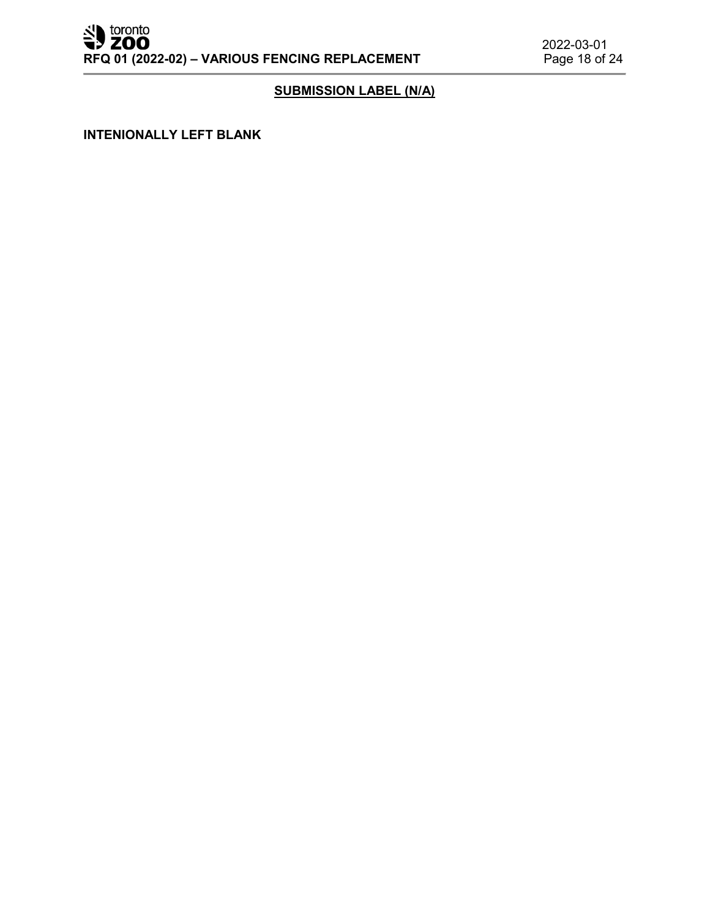## SUBMISSION LABEL (N/A)

**INTENIONALLY LEFT BLANK**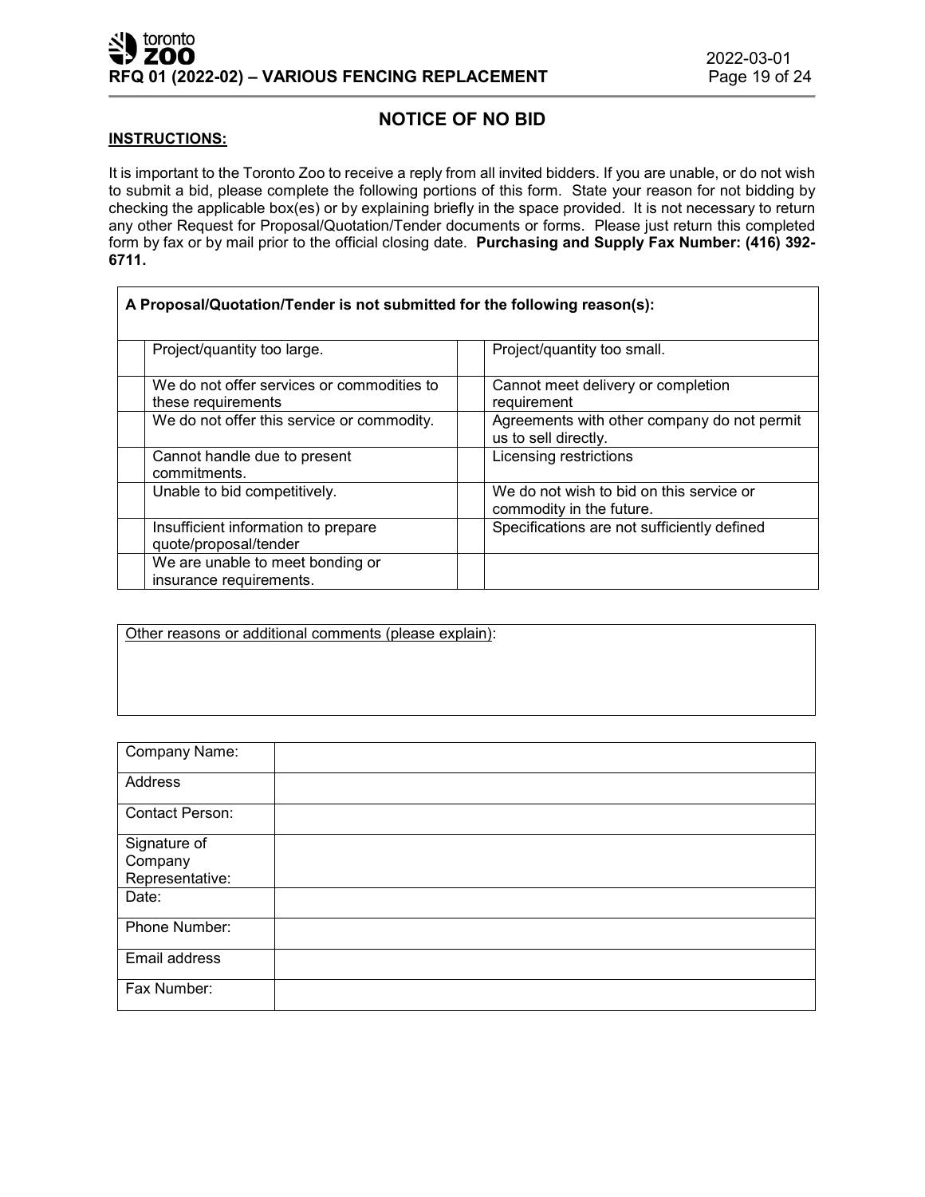## NOTICE OF NO BID

**INSTRUCTIONS:**

It is important to the Toronto Zoo to receive a reply from all invited bidders. If you are unable, or do not wish to submit a bid, please complete the following portions of this form. State your reason for not bidding by checking the applicable box(es) or by explaining briefly in the space provided. It is not necessary to return any other Request for Proposal/Quotation/Tender documents or forms. Please just return this completed form by fax or by mail prior to the official closing date. **Purchasing and Supply Fax Number: (416) 392-6711.**

**A Proposal/Quotation/Tender is not submitted for the following reason(s):**

| | | | |
|---|---|---|---|
| | Project/quantity too large. | | Project/quantity too small. |
| | We do not offer services or commodities to these requirements | | Cannot meet delivery or completion requirement |
| | We do not offer this service or commodity. | | Agreements with other company do not permit us to sell directly. |
| | Cannot handle due to present commitments. | | Licensing restrictions |
| | Unable to bid competitively. | | We do not wish to bid on this service or commodity in the future. |
| | Insufficient information to prepare quote/proposal/tender | | Specifications are not sufficiently defined |
| | We are unable to meet bonding or insurance requirements. | | |

Other reasons or additional comments (please explain):

| | |
|---|---|
| Company Name: | |
| Address | |
| Contact Person: | |
| Signature of Company Representative: | |
| Date: | |
| Phone Number: | |
| Email address | |
| Fax Number: | |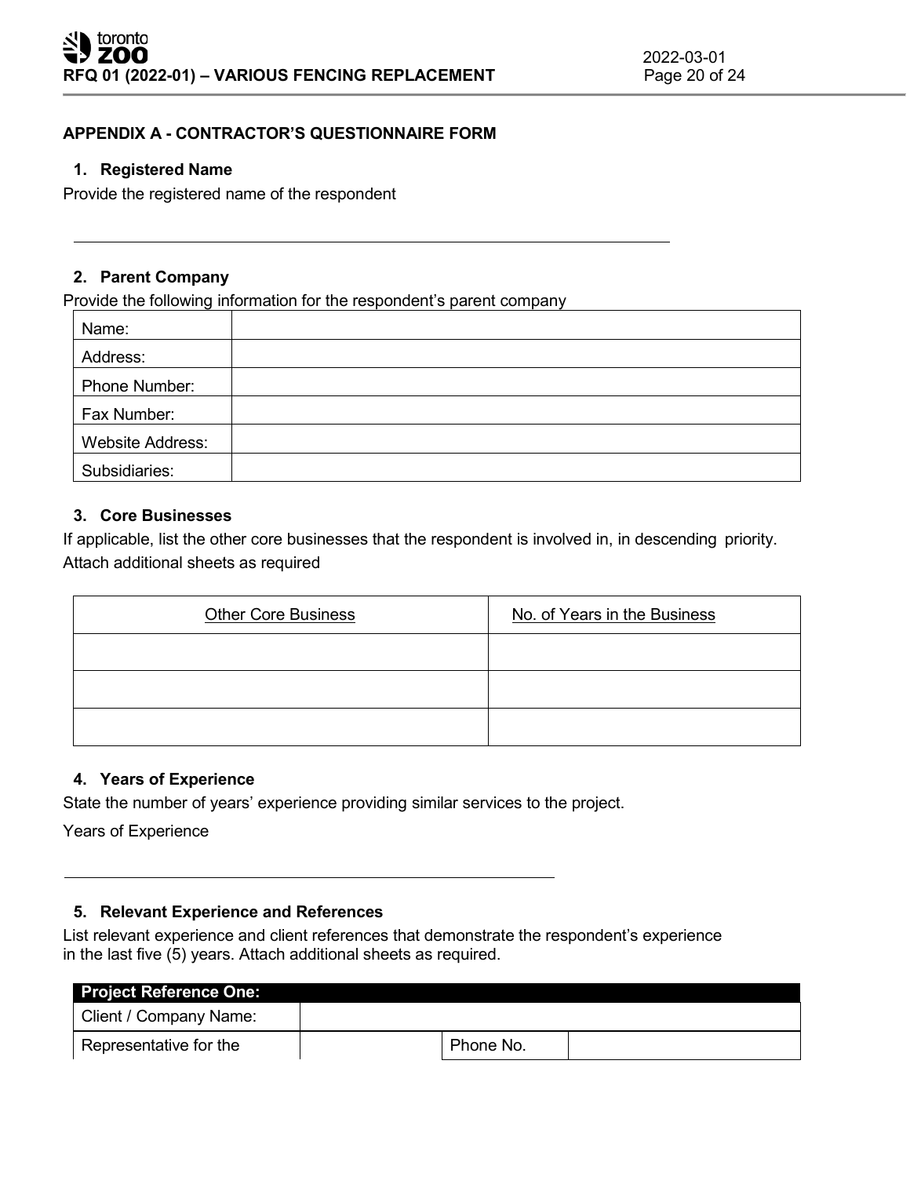## APPENDIX A - CONTRACTOR'S QUESTIONNAIRE FORM

### 1. Registered Name

Provide the registered name of the respondent

\_\_\_\_\_\_\_\_\_\_\_\_\_\_\_\_\_\_\_\_\_\_\_\_\_\_\_\_\_\_\_\_\_\_\_\_\_\_\_\_\_\_\_\_\_\_\_\_\_\_\_\_\_\_\_\_\_\_\_\_

### 2. Parent Company

Provide the following information for the respondent's parent company

| | |
|---|---|
| Name: | |
| Address: | |
| Phone Number: | |
| Fax Number: | |
| Website Address: | |
| Subsidiaries: | |

### 3. Core Businesses

If applicable, list the other core businesses that the respondent is involved in, in descending priority. Attach additional sheets as required

| Other Core Business | No. of Years in the Business |
|---|---|
| | |
| | |
| | |

### 4. Years of Experience

State the number of years' experience providing similar services to the project.

Years of Experience

\_\_\_\_\_\_\_\_\_\_\_\_\_\_\_\_\_\_\_\_\_\_\_\_\_\_\_\_\_\_\_\_\_\_\_\_\_\_\_\_\_\_\_\_\_\_\_\_\_\_

### 5. Relevant Experience and References

List relevant experience and client references that demonstrate the respondent's experience in the last five (5) years. Attach additional sheets as required.

| **Project Reference One:** | | | |
|---|---|---|---|
| Client / Company Name: | | | |
| Representative for the | | Phone No. | |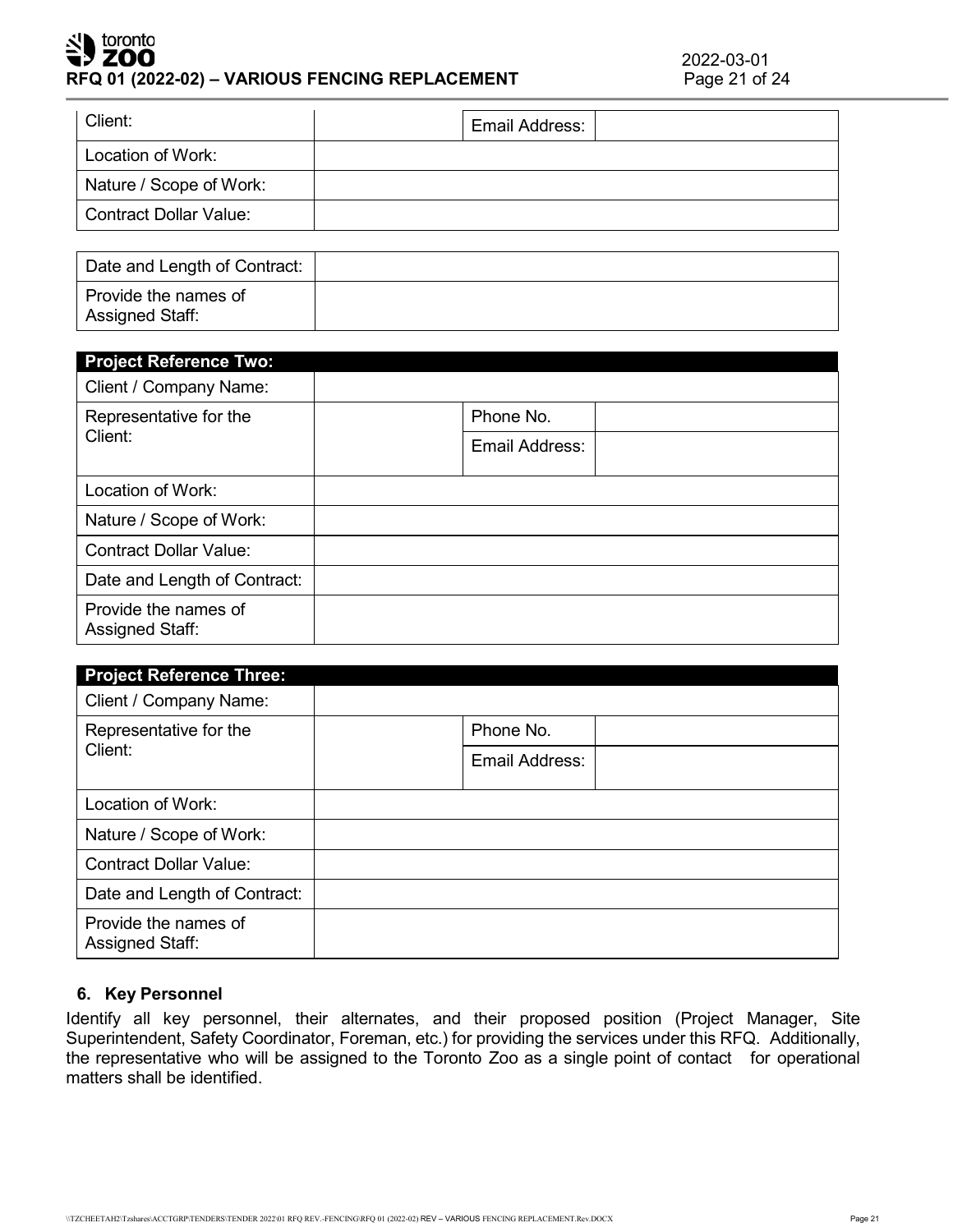| Client: | | Email Address: | |
|---|---|---|---|
| Location of Work: | | | |
| Nature / Scope of Work: | | | |
| Contract Dollar Value: | | | |

| Date and Length of Contract: | |
|---|---|
| Provide the names of Assigned Staff: | |

| **Project Reference Two:** | | | |
|---|---|---|---|
| Client / Company Name: | | | |
| Representative for the Client: | | Phone No. | |
| | | Email Address: | |
| Location of Work: | | | |
| Nature / Scope of Work: | | | |
| Contract Dollar Value: | | | |
| Date and Length of Contract: | | | |
| Provide the names of Assigned Staff: | | | |

| **Project Reference Three:** | | | |
|---|---|---|---|
| Client / Company Name: | | | |
| Representative for the Client: | | Phone No. | |
| | | Email Address: | |
| Location of Work: | | | |
| Nature / Scope of Work: | | | |
| Contract Dollar Value: | | | |
| Date and Length of Contract: | | | |
| Provide the names of Assigned Staff: | | | |

### 6. Key Personnel

Identify all key personnel, their alternates, and their proposed position (Project Manager, Site Superintendent, Safety Coordinator, Foreman, etc.) for providing the services under this RFQ. Additionally, the representative who will be assigned to the Toronto Zoo as a single point of contact for operational matters shall be identified.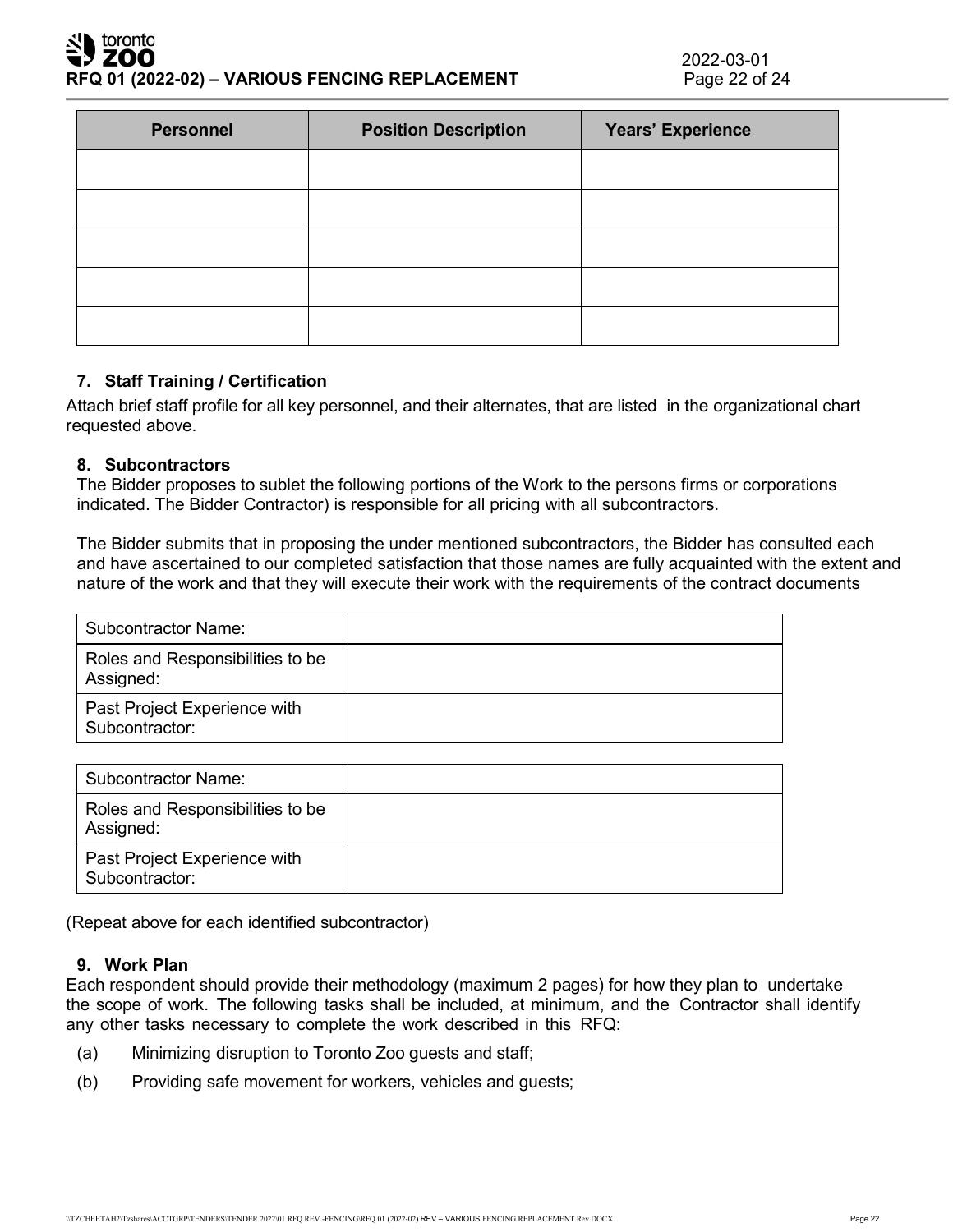| Personnel | Position Description | Years' Experience |
|---|---|---|
| | | |
| | | |
| | | |
| | | |
| | | |

### 7. Staff Training / Certification

Attach brief staff profile for all key personnel, and their alternates, that are listed in the organizational chart requested above.

### 8. Subcontractors

The Bidder proposes to sublet the following portions of the Work to the persons firms or corporations indicated. The Bidder Contractor) is responsible for all pricing with all subcontractors.

The Bidder submits that in proposing the under mentioned subcontractors, the Bidder has consulted each and have ascertained to our completed satisfaction that those names are fully acquainted with the extent and nature of the work and that they will execute their work with the requirements of the contract documents

| Subcontractor Name: | |
|---|---|
| Roles and Responsibilities to be Assigned: | |
| Past Project Experience with Subcontractor: | |

| Subcontractor Name: | |
|---|---|
| Roles and Responsibilities to be Assigned: | |
| Past Project Experience with Subcontractor: | |

(Repeat above for each identified subcontractor)

### 9. Work Plan

Each respondent should provide their methodology (maximum 2 pages) for how they plan to undertake the scope of work. The following tasks shall be included, at minimum, and the Contractor shall identify any other tasks necessary to complete the work described in this RFQ:

(a) Minimizing disruption to Toronto Zoo guests and staff;

(b) Providing safe movement for workers, vehicles and guests;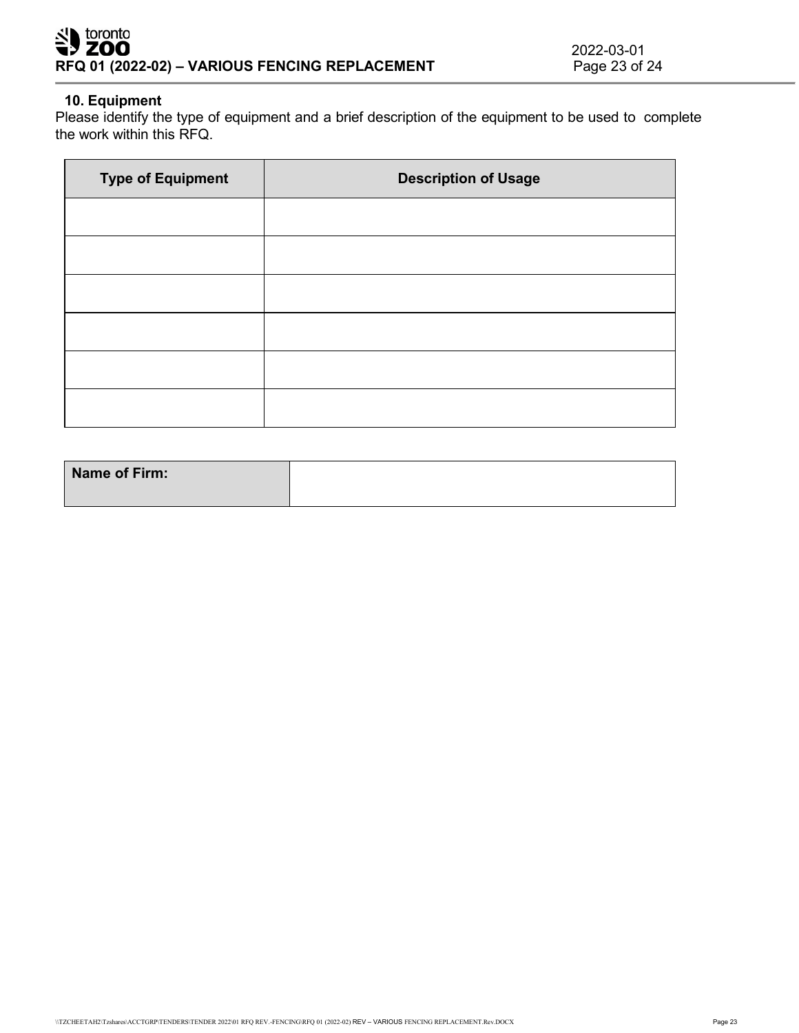## 10. Equipment

Please identify the type of equipment and a brief description of the equipment to be used to complete the work within this RFQ.

| Type of Equipment | Description of Usage |
|---|---|
| | |
| | |
| | |
| | |
| | |
| | |

| Name of Firm: | |
|---|---|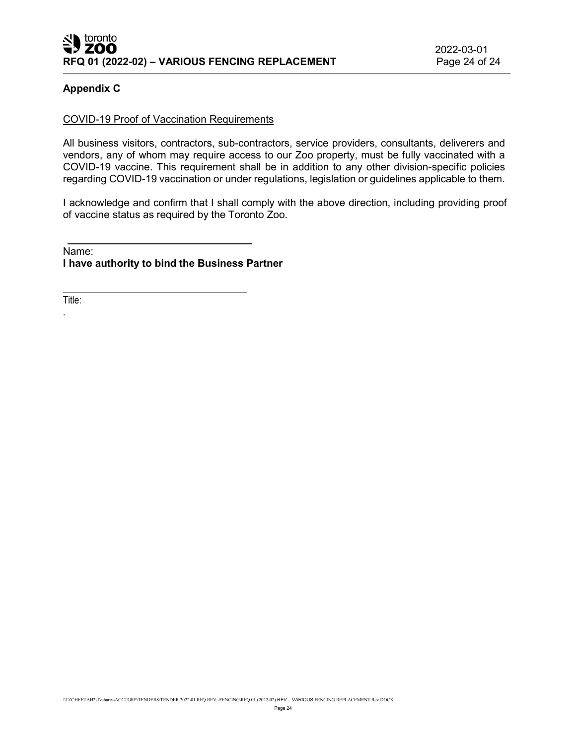## Appendix C

COVID-19 Proof of Vaccination Requirements

All business visitors, contractors, sub-contractors, service providers, consultants, deliverers and vendors, any of whom may require access to our Zoo property, must be fully vaccinated with a COVID-19 vaccine. This requirement shall be in addition to any other division-specific policies regarding COVID-19 vaccination or under regulations, legislation or guidelines applicable to them.

I acknowledge and confirm that I shall comply with the above direction, including providing proof of vaccine status as required by the Toronto Zoo.

\_\_\_\_\_\_\_\_\_\_\_\_\_\_\_\_\_\_\_\_\_\_\_\_\_\_\_\_\_\_\_\_\_\_

Name:

**I have authority to bind the Business Partner**

\_\_\_\_\_\_\_\_\_\_\_\_\_\_\_\_\_\_\_\_\_\_\_\_\_\_\_\_\_\_\_\_\_\_

Title:

.